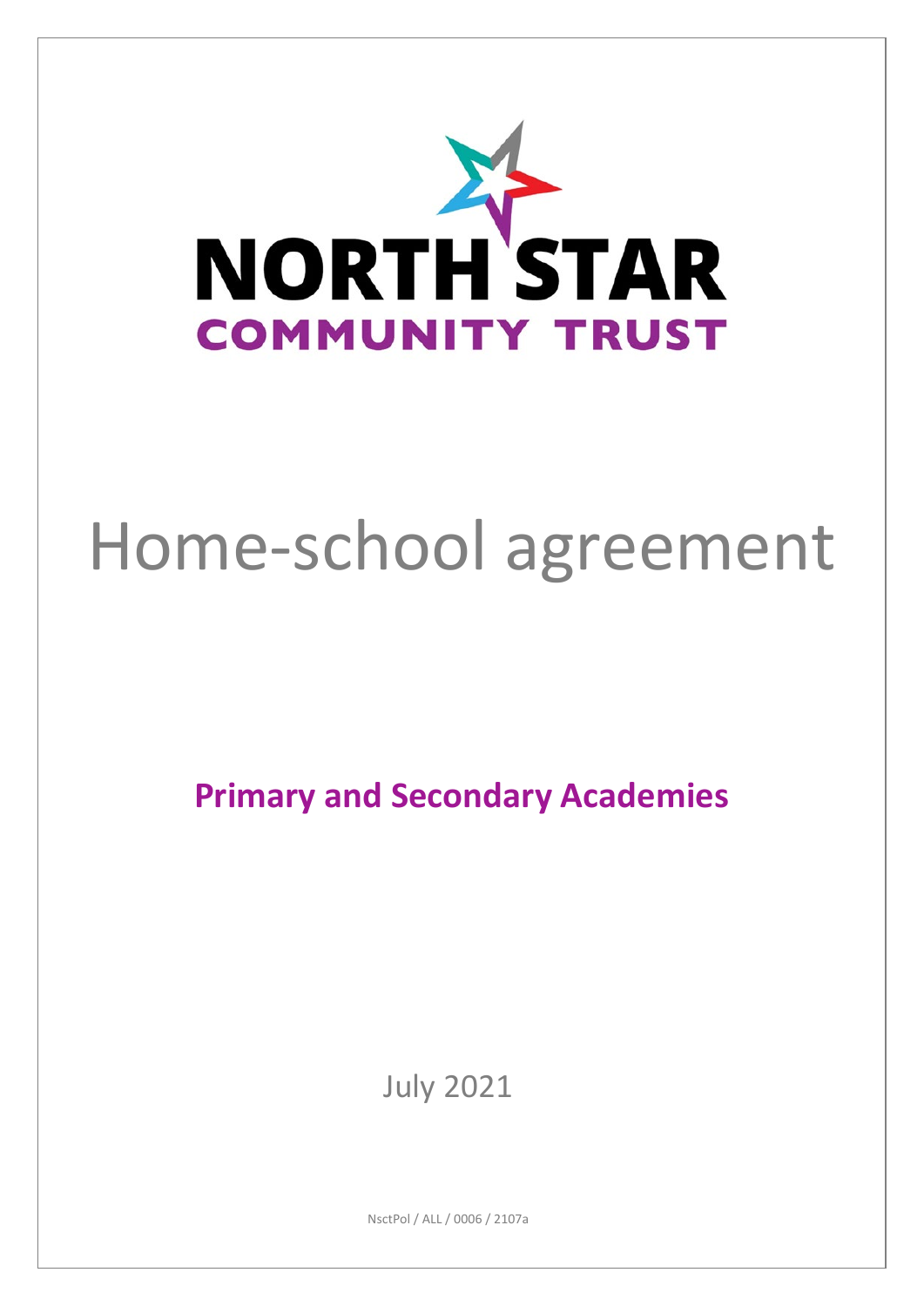NORTH STAR

COMMUNITY TRUST

# Home-school agreement

## Primary and Secondary Academies

July 2021

NsctPol / ALL / 0006 / 2107a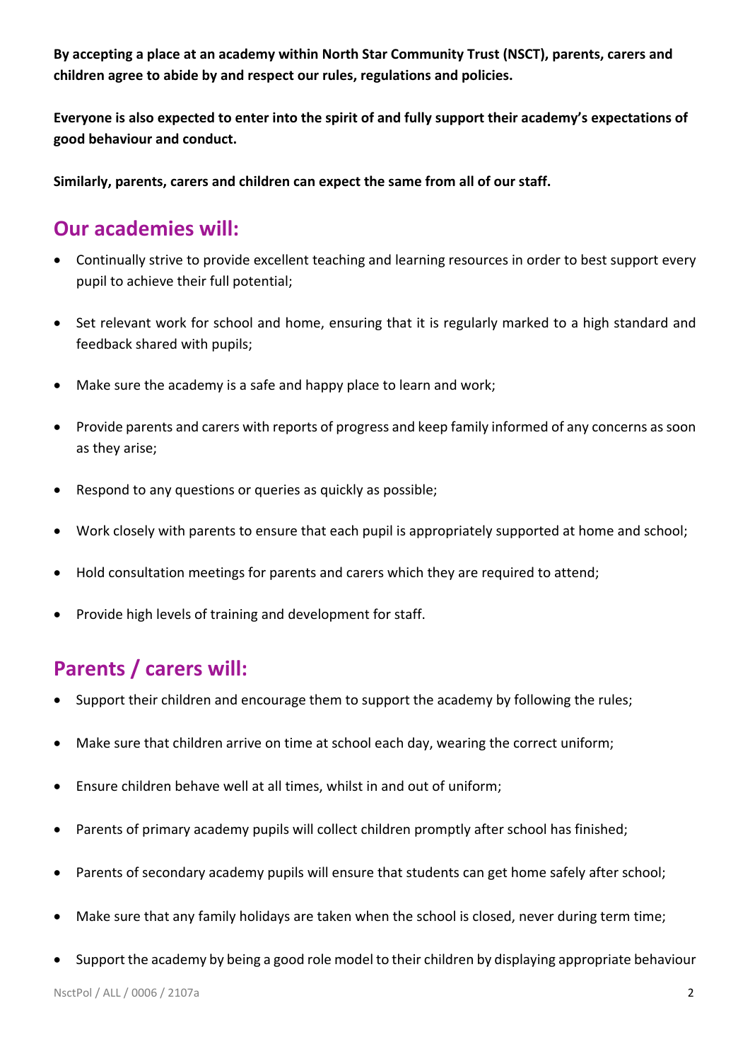**By accepting a place at an academy within North Star Community Trust (NSCT), parents, carers and children agree to abide by and respect our rules, regulations and policies.**

**Everyone is also expected to enter into the spirit of and fully support their academy's expectations of good behaviour and conduct.**

**Similarly, parents, carers and children can expect the same from all of our staff.**

## Our academies will:

- Continually strive to provide excellent teaching and learning resources in order to best support every pupil to achieve their full potential;
- Set relevant work for school and home, ensuring that it is regularly marked to a high standard and feedback shared with pupils;
- Make sure the academy is a safe and happy place to learn and work;
- Provide parents and carers with reports of progress and keep family informed of any concerns as soon as they arise;
- Respond to any questions or queries as quickly as possible;
- Work closely with parents to ensure that each pupil is appropriately supported at home and school;
- Hold consultation meetings for parents and carers which they are required to attend;
- Provide high levels of training and development for staff.

## Parents / carers will:

- Support their children and encourage them to support the academy by following the rules;
- Make sure that children arrive on time at school each day, wearing the correct uniform;
- Ensure children behave well at all times, whilst in and out of uniform;
- Parents of primary academy pupils will collect children promptly after school has finished;
- Parents of secondary academy pupils will ensure that students can get home safely after school;
- Make sure that any family holidays are taken when the school is closed, never during term time;
- Support the academy by being a good role model to their children by displaying appropriate behaviour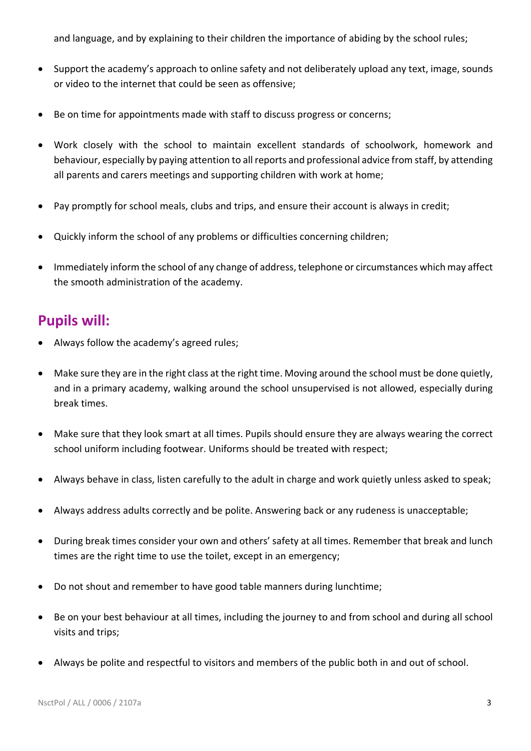and language, and by explaining to their children the importance of abiding by the school rules;

- Support the academy's approach to online safety and not deliberately upload any text, image, sounds or video to the internet that could be seen as offensive;
- Be on time for appointments made with staff to discuss progress or concerns;
- Work closely with the school to maintain excellent standards of schoolwork, homework and behaviour, especially by paying attention to all reports and professional advice from staff, by attending all parents and carers meetings and supporting children with work at home;
- Pay promptly for school meals, clubs and trips, and ensure their account is always in credit;
- Quickly inform the school of any problems or difficulties concerning children;
- Immediately inform the school of any change of address, telephone or circumstances which may affect the smooth administration of the academy.

## Pupils will:

- Always follow the academy's agreed rules;
- Make sure they are in the right class at the right time. Moving around the school must be done quietly, and in a primary academy, walking around the school unsupervised is not allowed, especially during break times.
- Make sure that they look smart at all times. Pupils should ensure they are always wearing the correct school uniform including footwear. Uniforms should be treated with respect;
- Always behave in class, listen carefully to the adult in charge and work quietly unless asked to speak;
- Always address adults correctly and be polite. Answering back or any rudeness is unacceptable;
- During break times consider your own and others' safety at all times. Remember that break and lunch times are the right time to use the toilet, except in an emergency;
- Do not shout and remember to have good table manners during lunchtime;
- Be on your best behaviour at all times, including the journey to and from school and during all school visits and trips;
- Always be polite and respectful to visitors and members of the public both in and out of school.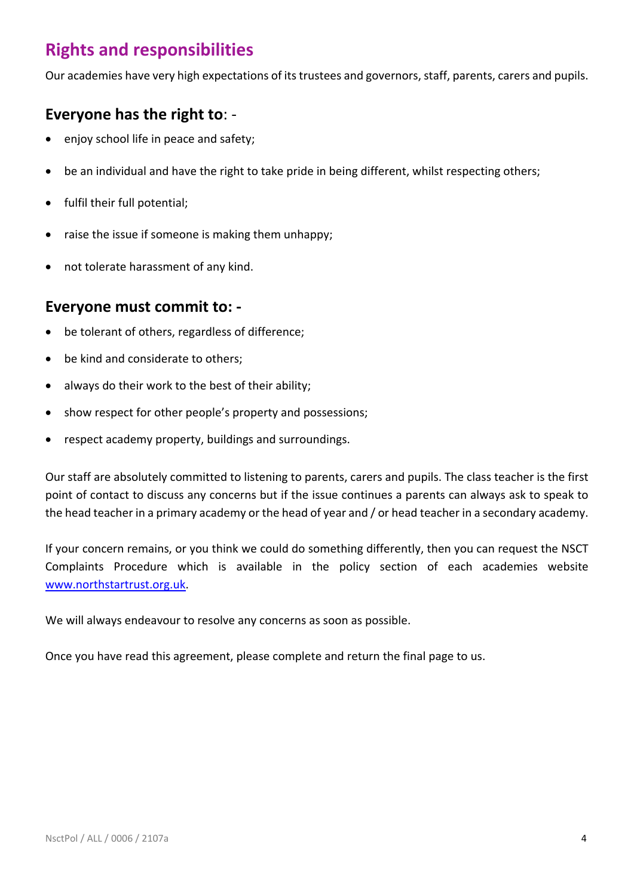## Rights and responsibilities

Our academies have very high expectations of its trustees and governors, staff, parents, carers and pupils.

### Everyone has the right to: -

- enjoy school life in peace and safety;
- be an individual and have the right to take pride in being different, whilst respecting others;
- fulfil their full potential;
- raise the issue if someone is making them unhappy;
- not tolerate harassment of any kind.

### Everyone must commit to: -

- be tolerant of others, regardless of difference;
- be kind and considerate to others;
- always do their work to the best of their ability;
- show respect for other people's property and possessions;
- respect academy property, buildings and surroundings.

Our staff are absolutely committed to listening to parents, carers and pupils. The class teacher is the first point of contact to discuss any concerns but if the issue continues a parents can always ask to speak to the head teacher in a primary academy or the head of year and / or head teacher in a secondary academy.

If your concern remains, or you think we could do something differently, then you can request the NSCT Complaints Procedure which is available in the policy section of each academies website [www.northstartrust.org.uk](www.northstartrust.org.uk).

We will always endeavour to resolve any concerns as soon as possible.

Once you have read this agreement, please complete and return the final page to us.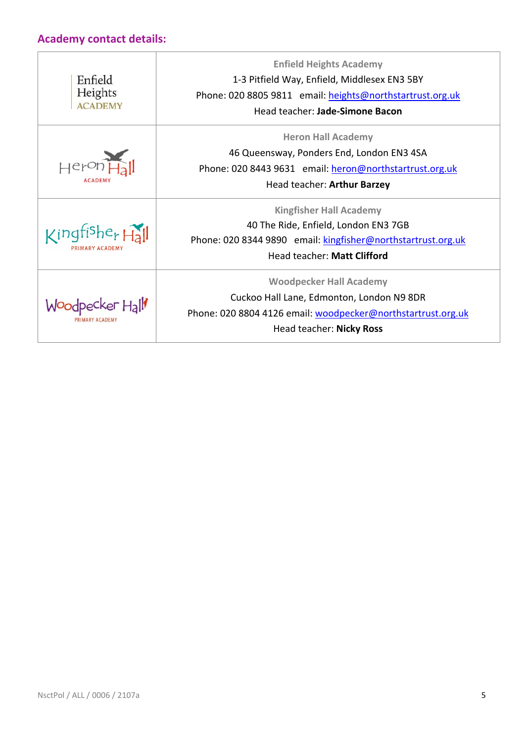## Academy contact details:

| | |
|---|---|
| Enfield Heights ACADEMY | **Enfield Heights Academy**<br>1-3 Pitfield Way, Enfield, Middlesex EN3 5BY<br>Phone: 020 8805 9811 email: heights@northstartrust.org.uk<br>Head teacher: **Jade-Simone Bacon** |
| Heron Hall ACADEMY | **Heron Hall Academy**<br>46 Queensway, Ponders End, London EN3 4SA<br>Phone: 020 8443 9631 email: heron@northstartrust.org.uk<br>Head teacher: **Arthur Barzey** |
| Kingfisher Hall PRIMARY ACADEMY | **Kingfisher Hall Academy**<br>40 The Ride, Enfield, London EN3 7GB<br>Phone: 020 8344 9890 email: kingfisher@northstartrust.org.uk<br>Head teacher: **Matt Clifford** |
| Woodpecker Hall PRIMARY ACADEMY | **Woodpecker Hall Academy**<br>Cuckoo Hall Lane, Edmonton, London N9 8DR<br>Phone: 020 8804 4126 email: woodpecker@northstartrust.org.uk<br>Head teacher: **Nicky Ross** |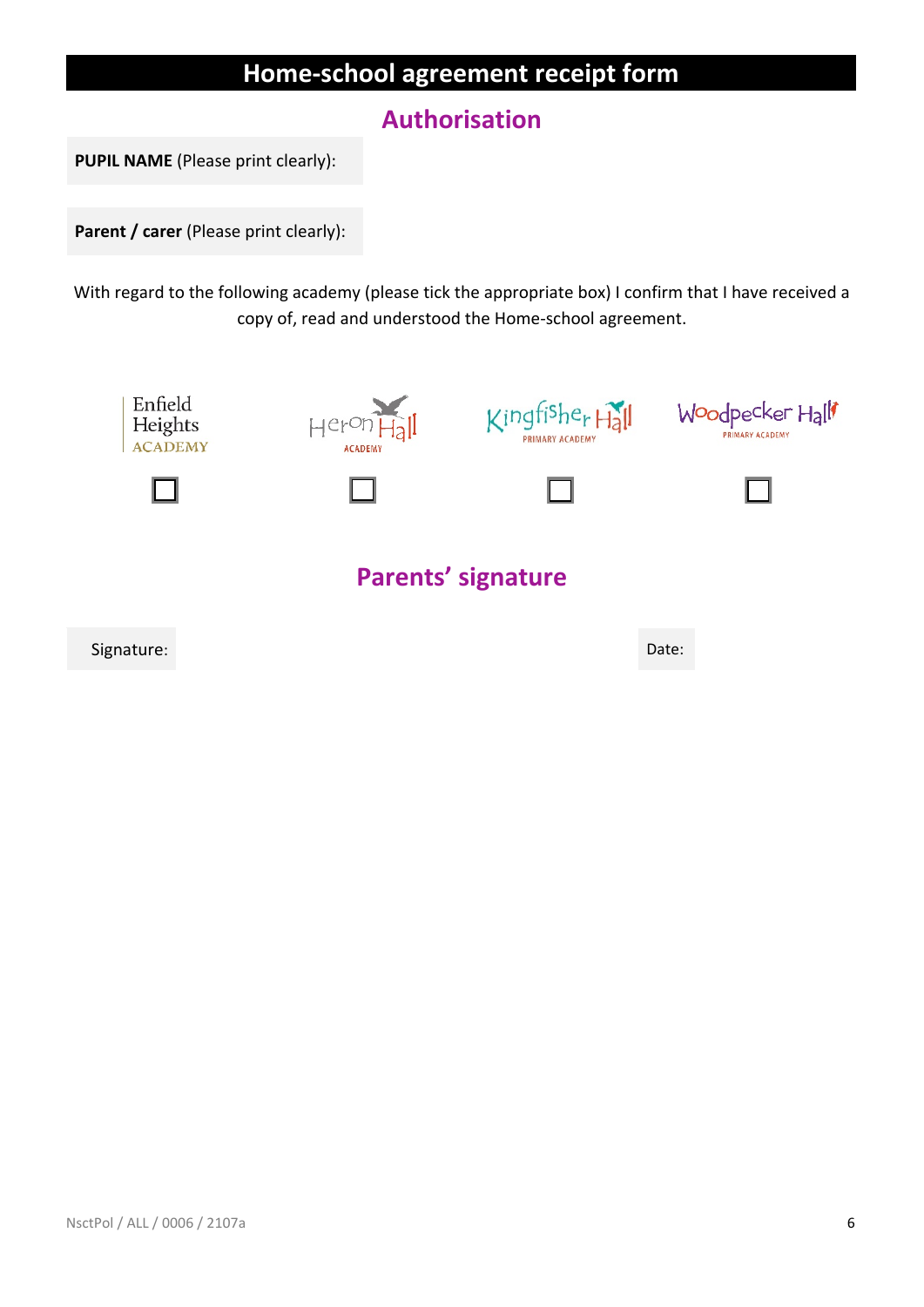# Home-school agreement receipt form

## Authorisation

**PUPIL NAME** (Please print clearly):

**Parent / carer** (Please print clearly):

With regard to the following academy (please tick the appropriate box) I confirm that I have received a copy of, read and understood the Home-school agreement.

| Enfield Heights Academy | Heron Hall Academy | Kingfisher Hall Primary Academy | Woodpecker Hall Primary Academy |
| --- | --- | --- | --- |
| ☐ | ☐ | ☐ | ☐ |

## Parents' signature

Signature:

Date:

NsctPol / ALL / 0006 / 2107a